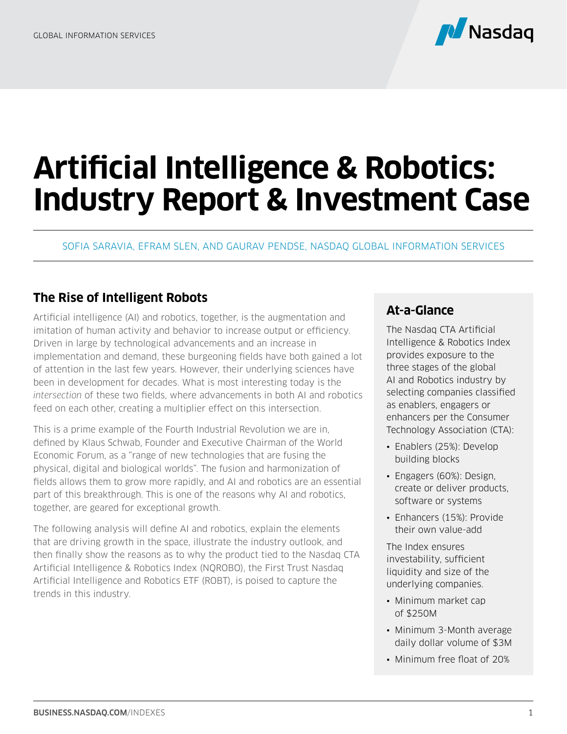# Artificial Intelligence & Robotics: Industry Report & Investment Case

SOFIA SARAVIA, EFRAM SLEN, AND GAURAV PENDSE, NASDAQ GLOBAL INFORMATION SERVICES

## The Rise of Intelligent Robots

Artificial intelligence (AI) and robotics, together, is the augmentation and imitation of human activity and behavior to increase output or efficiency. Driven in large by technological advancements and an increase in implementation and demand, these burgeoning fields have both gained a lot of attention in the last few years. However, their underlying sciences have been in development for decades. What is most interesting today is the *intersection* of these two fields, where advancements in both AI and robotics feed on each other, creating a multiplier effect on this intersection.

This is a prime example of the Fourth Industrial Revolution we are in, defined by Klaus Schwab, Founder and Executive Chairman of the World Economic Forum, as a "range of new technologies that are fusing the physical, digital and biological worlds". The fusion and harmonization of fields allows them to grow more rapidly, and AI and robotics are an essential part of this breakthrough. This is one of the reasons why AI and robotics, together, are geared for exceptional growth.

The following analysis will define AI and robotics, explain the elements that are driving growth in the space, illustrate the industry outlook, and then finally show the reasons as to why the product tied to the Nasdaq CTA Artificial Intelligence & Robotics Index (NQROBO), the First Trust Nasdaq Artificial Intelligence and Robotics ETF (ROBT), is poised to capture the trends in this industry.

### At-a-Glance

The Nasdaq CTA Artificial Intelligence & Robotics Index provides exposure to the three stages of the global AI and Robotics industry by selecting companies classified as enablers, engagers or enhancers per the Consumer Technology Association (CTA):

- Enablers (25%): Develop building blocks
- Engagers (60%): Design, create or deliver products, software or systems
- Enhancers (15%): Provide their own value-add

The Index ensures investability, sufficient liquidity and size of the underlying companies.

- Minimum market cap of $250M
- Minimum 3-Month average daily dollar volume of $3M
- Minimum free float of 20%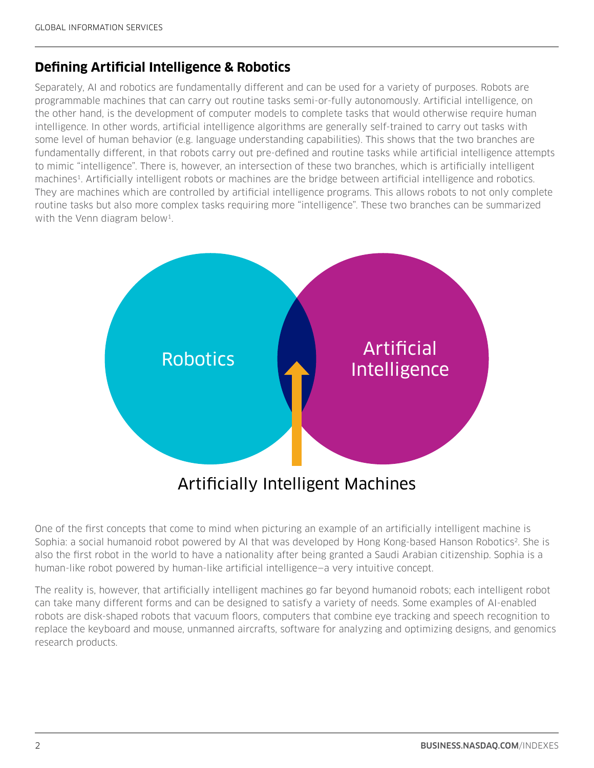## Defining Artificial Intelligence & Robotics

Separately, AI and robotics are fundamentally different and can be used for a variety of purposes. Robots are programmable machines that can carry out routine tasks semi-or-fully autonomously. Artificial intelligence, on the other hand, is the development of computer models to complete tasks that would otherwise require human intelligence. In other words, artificial intelligence algorithms are generally self-trained to carry out tasks with some level of human behavior (e.g. language understanding capabilities). This shows that the two branches are fundamentally different, in that robots carry out pre-defined and routine tasks while artificial intelligence attempts to mimic "intelligence". There is, however, an intersection of these two branches, which is artificially intelligent machines[1]. Artificially intelligent robots or machines are the bridge between artificial intelligence and robotics. They are machines which are controlled by artificial intelligence programs. This allows robots to not only complete routine tasks but also more complex tasks requiring more "intelligence". These two branches can be summarized with the Venn diagram below[1].

Robotics

Artificial Intelligence

Artificially Intelligent Machines

One of the first concepts that come to mind when picturing an example of an artificially intelligent machine is Sophia: a social humanoid robot powered by AI that was developed by Hong Kong-based Hanson Robotics[2]. She is also the first robot in the world to have a nationality after being granted a Saudi Arabian citizenship. Sophia is a human-like robot powered by human-like artificial intelligence—a very intuitive concept.

The reality is, however, that artificially intelligent machines go far beyond humanoid robots; each intelligent robot can take many different forms and can be designed to satisfy a variety of needs. Some examples of AI-enabled robots are disk-shaped robots that vacuum floors, computers that combine eye tracking and speech recognition to replace the keyboard and mouse, unmanned aircrafts, software for analyzing and optimizing designs, and genomics research products.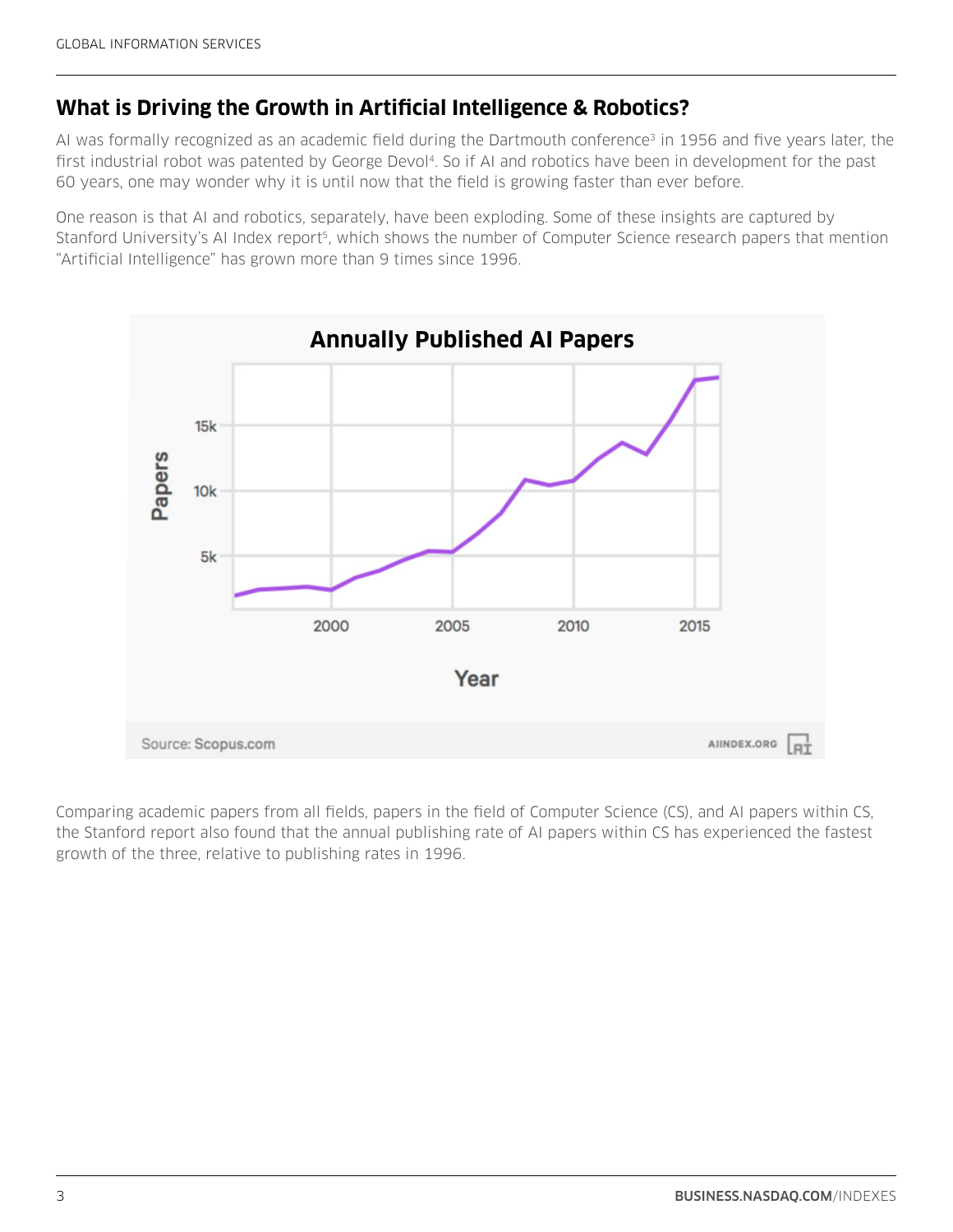## What is Driving the Growth in Artificial Intelligence & Robotics?

AI was formally recognized as an academic field during the Dartmouth conference[3] in 1956 and five years later, the first industrial robot was patented by George Devol[4]. So if AI and robotics have been in development for the past 60 years, one may wonder why it is until now that the field is growing faster than ever before.

One reason is that AI and robotics, separately, have been exploding. Some of these insights are captured by Stanford University's AI Index report[5], which shows the number of Computer Science research papers that mention "Artificial Intelligence" has grown more than 9 times since 1996.

Comparing academic papers from all fields, papers in the field of Computer Science (CS), and AI papers within CS, the Stanford report also found that the annual publishing rate of AI papers within CS has experienced the fastest growth of the three, relative to publishing rates in 1996.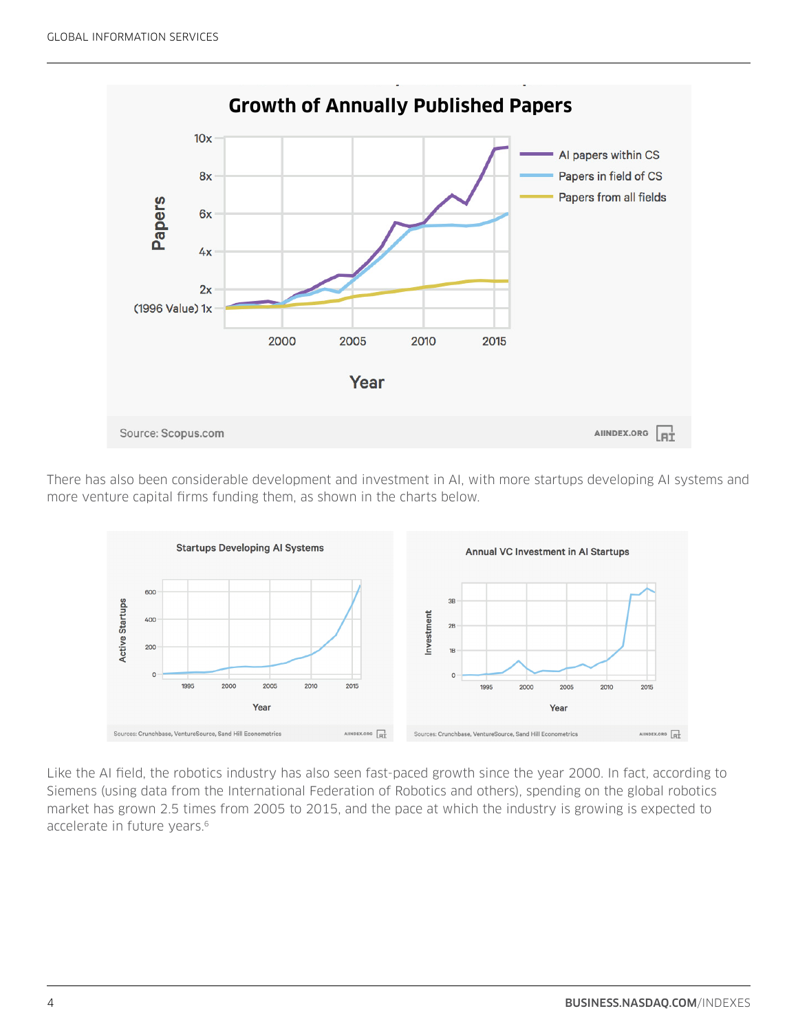There has also been considerable development and investment in AI, with more startups developing AI systems and more venture capital firms funding them, as shown in the charts below.

Like the AI field, the robotics industry has also seen fast-paced growth since the year 2000. In fact, according to Siemens (using data from the International Federation of Robotics and others), spending on the global robotics market has grown 2.5 times from 2005 to 2015, and the pace at which the industry is growing is expected to accelerate in future years.[6]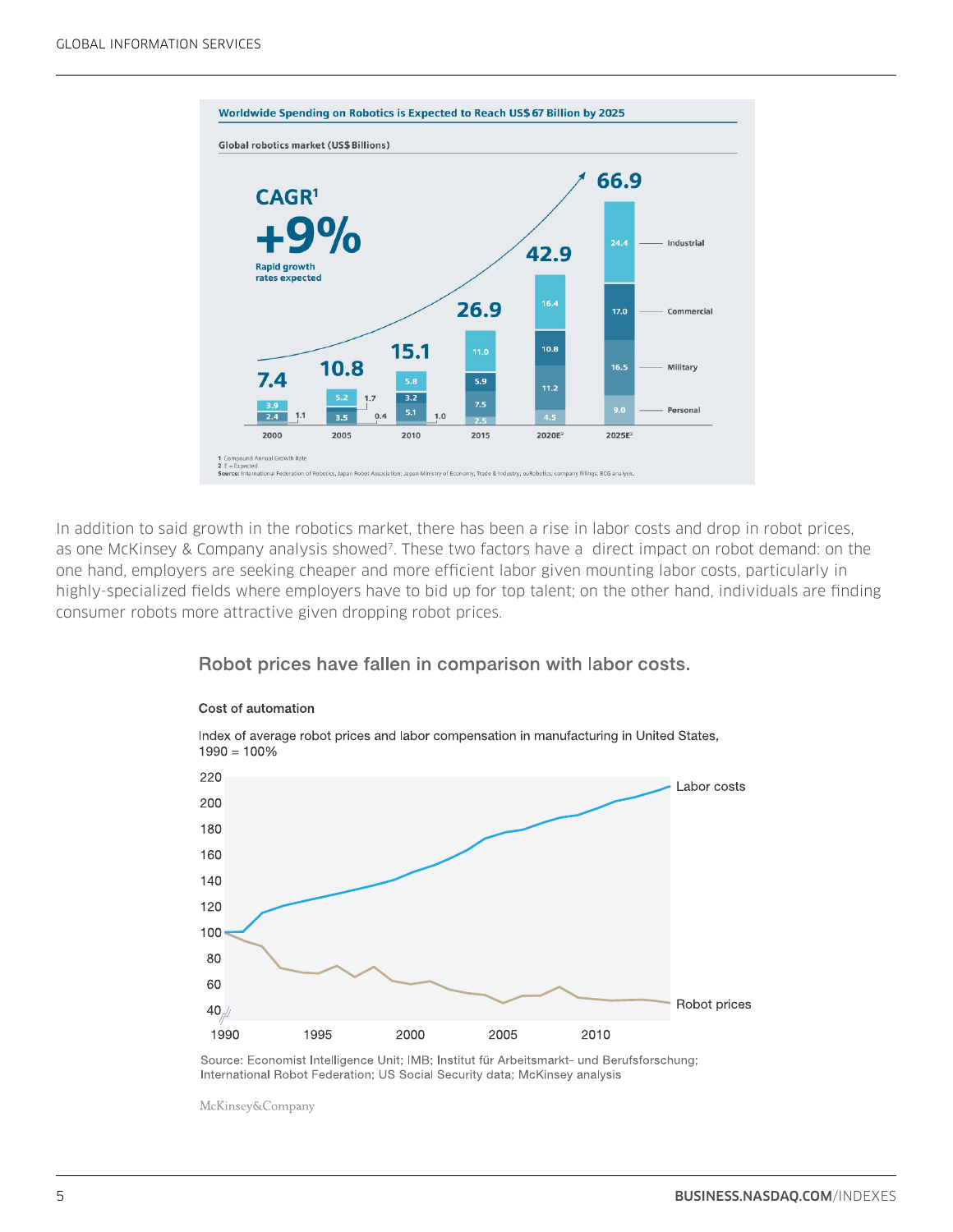**Worldwide Spending on Robotics is Expected to Reach US$ 67 Billion by 2025**

Global robotics market (US$ Billions)

CAGR[1]

+9%

Rapid growth rates expected

| | 2000 | 2005 | 2010 | 2015 | 2020E[2] | 2025E[2] |
|---|---|---|---|---|---|---|
| Industrial | 3.9 | 5.2 | 5.8 | 11.0 | 16.4 | 24.4 |
| Commercial | | 1.7 | 3.2 | 5.9 | 10.8 | 17.0 |
| Military | 2.4 | 3.5 | 5.1 | 7.5 | 11.2 | 16.5 |
| Personal | 1.1 | 0.4 | 1.0 | 2.5 | 4.5 | 9.0 |
| Total | 7.4 | 10.8 | 15.1 | 26.9 | 42.9 | 66.9 |

1 Compound Annual Growth Rate
2 E = Expected
Source: International Federation of Robotics; Japan Robot Association; Japan Ministry of Economy, Trade & Industry; euRobotics; company filings; BCG analysis.

In addition to said growth in the robotics market, there has been a rise in labor costs and drop in robot prices, as one McKinsey & Company analysis showed[7]. These two factors have a direct impact on robot demand: on the one hand, employers are seeking cheaper and more efficient labor given mounting labor costs, particularly in highly-specialized fields where employers have to bid up for top talent; on the other hand, individuals are finding consumer robots more attractive given dropping robot prices.

**Robot prices have fallen in comparison with labor costs.**

Cost of automation

Index of average robot prices and labor compensation in manufacturing in United States, 1990 = 100%

Source: Economist Intelligence Unit; IMB; Institut für Arbeitsmarkt- und Berufsforschung; International Robot Federation; US Social Security data; McKinsey analysis

McKinsey&Company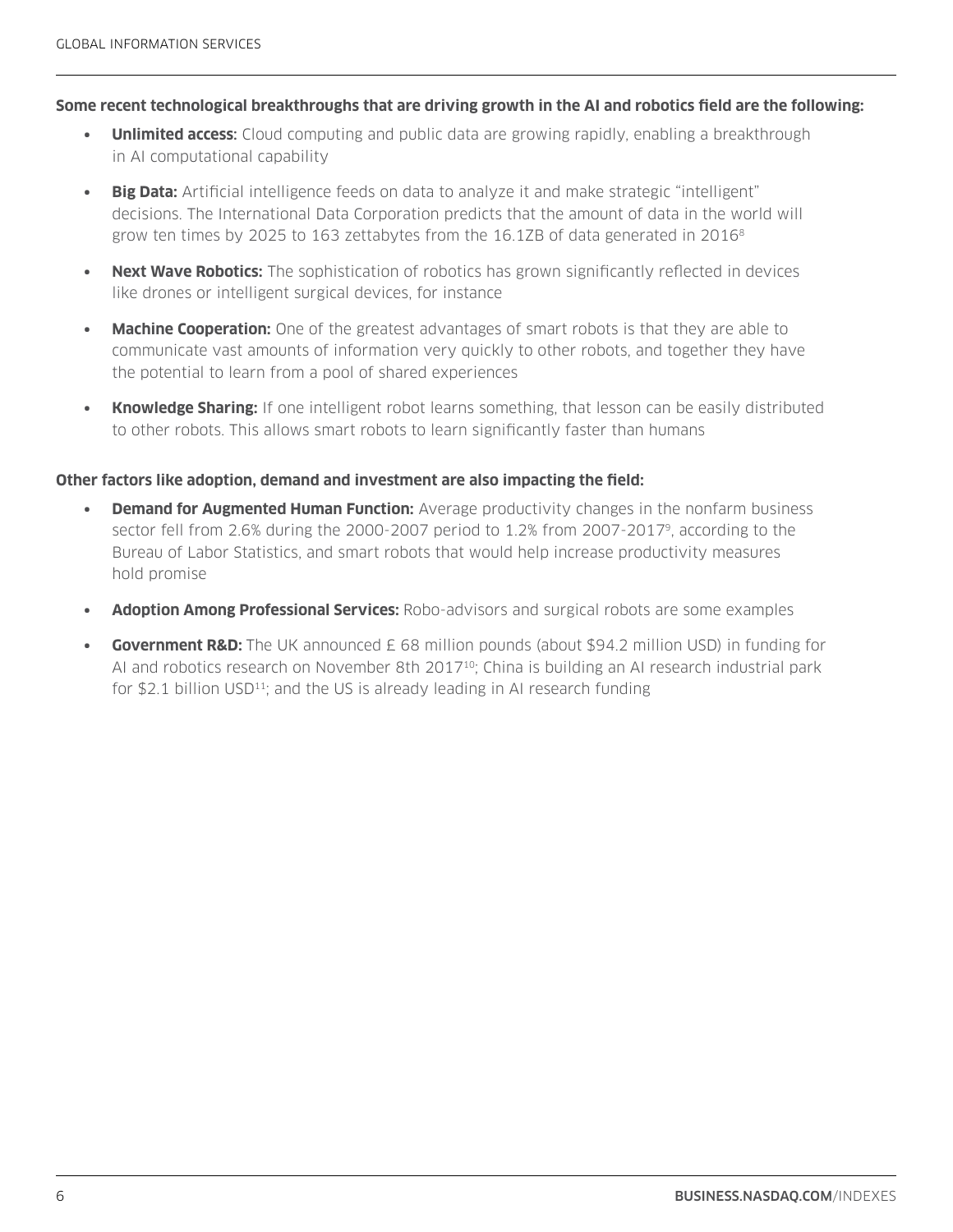**Some recent technological breakthroughs that are driving growth in the AI and robotics field are the following:**

- **Unlimited access:** Cloud computing and public data are growing rapidly, enabling a breakthrough in AI computational capability
- **Big Data:** Artificial intelligence feeds on data to analyze it and make strategic "intelligent" decisions. The International Data Corporation predicts that the amount of data in the world will grow ten times by 2025 to 163 zettabytes from the 16.1ZB of data generated in 2016[8]
- **Next Wave Robotics:** The sophistication of robotics has grown significantly reflected in devices like drones or intelligent surgical devices, for instance
- **Machine Cooperation:** One of the greatest advantages of smart robots is that they are able to communicate vast amounts of information very quickly to other robots, and together they have the potential to learn from a pool of shared experiences
- **Knowledge Sharing:** If one intelligent robot learns something, that lesson can be easily distributed to other robots. This allows smart robots to learn significantly faster than humans

**Other factors like adoption, demand and investment are also impacting the field:**

- **Demand for Augmented Human Function:** Average productivity changes in the nonfarm business sector fell from 2.6% during the 2000-2007 period to 1.2% from 2007-2017[9], according to the Bureau of Labor Statistics, and smart robots that would help increase productivity measures hold promise
- **Adoption Among Professional Services:** Robo-advisors and surgical robots are some examples
- **Government R&D:** The UK announced £ 68 million pounds (about $94.2 million USD) in funding for AI and robotics research on November 8th 2017[10]; China is building an AI research industrial park for $2.1 billion USD[11]; and the US is already leading in AI research funding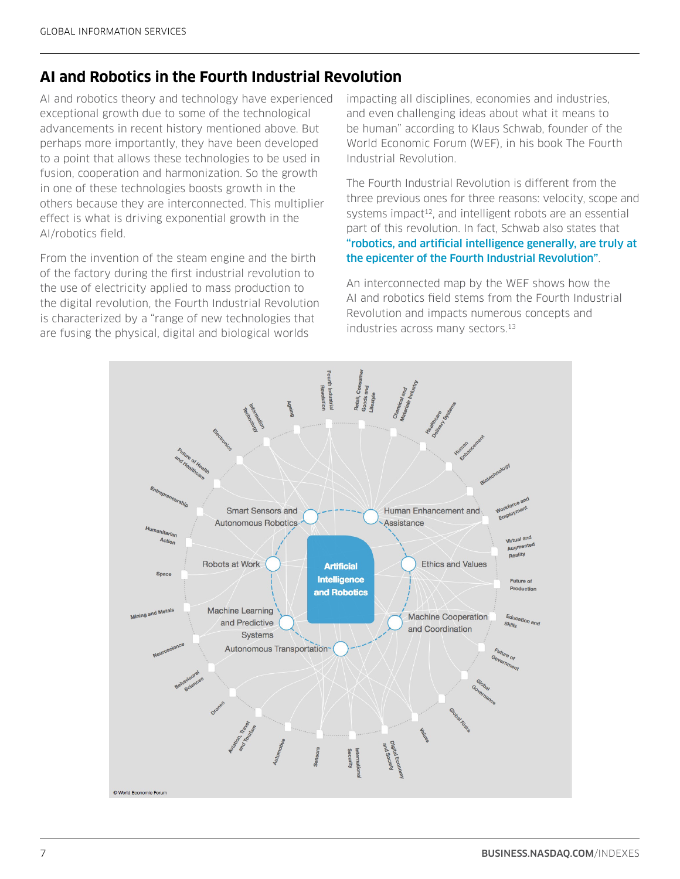## AI and Robotics in the Fourth Industrial Revolution

AI and robotics theory and technology have experienced exceptional growth due to some of the technological advancements in recent history mentioned above. But perhaps more importantly, they have been developed to a point that allows these technologies to be used in fusion, cooperation and harmonization. So the growth in one of these technologies boosts growth in the others because they are interconnected. This multiplier effect is what is driving exponential growth in the AI/robotics field.

From the invention of the steam engine and the birth of the factory during the first industrial revolution to the use of electricity applied to mass production to the digital revolution, the Fourth Industrial Revolution is characterized by a "range of new technologies that are fusing the physical, digital and biological worlds impacting all disciplines, economies and industries, and even challenging ideas about what it means to be human" according to Klaus Schwab, founder of the World Economic Forum (WEF), in his book The Fourth Industrial Revolution.

The Fourth Industrial Revolution is different from the three previous ones for three reasons: velocity, scope and systems impact[12], and intelligent robots are an essential part of this revolution. In fact, Schwab also states that **"robotics, and artificial intelligence generally, are truly at the epicenter of the Fourth Industrial Revolution"**.

An interconnected map by the WEF shows how the AI and robotics field stems from the Fourth Industrial Revolution and impacts numerous concepts and industries across many sectors.[13]

© World Economic Forum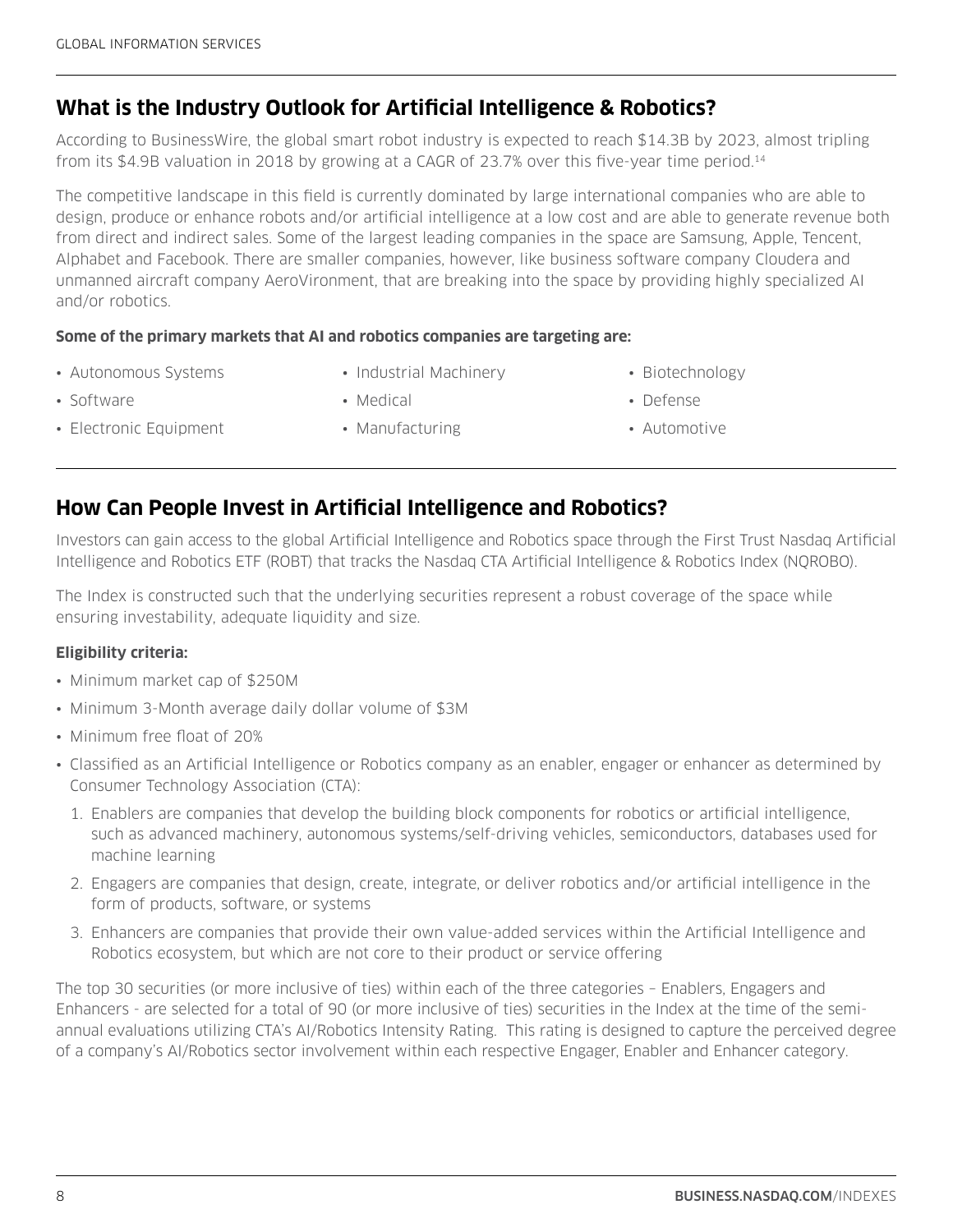## What is the Industry Outlook for Artificial Intelligence & Robotics?

According to BusinessWire, the global smart robot industry is expected to reach $14.3B by 2023, almost tripling from its $4.9B valuation in 2018 by growing at a CAGR of 23.7% over this five-year time period.[14]

The competitive landscape in this field is currently dominated by large international companies who are able to design, produce or enhance robots and/or artificial intelligence at a low cost and are able to generate revenue both from direct and indirect sales. Some of the largest leading companies in the space are Samsung, Apple, Tencent, Alphabet and Facebook. There are smaller companies, however, like business software company Cloudera and unmanned aircraft company AeroVironment, that are breaking into the space by providing highly specialized AI and/or robotics.

**Some of the primary markets that AI and robotics companies are targeting are:**

- Autonomous Systems
- Software
- Electronic Equipment
- Industrial Machinery
- Medical
- Manufacturing
- Biotechnology
- Defense
- Automotive

## How Can People Invest in Artificial Intelligence and Robotics?

Investors can gain access to the global Artificial Intelligence and Robotics space through the First Trust Nasdaq Artificial Intelligence and Robotics ETF (ROBT) that tracks the Nasdaq CTA Artificial Intelligence & Robotics Index (NQROBO).

The Index is constructed such that the underlying securities represent a robust coverage of the space while ensuring investability, adequate liquidity and size.

**Eligibility criteria:**

- Minimum market cap of $250M
- Minimum 3-Month average daily dollar volume of $3M
- Minimum free float of 20%
- Classified as an Artificial Intelligence or Robotics company as an enabler, engager or enhancer as determined by Consumer Technology Association (CTA):
  1. Enablers are companies that develop the building block components for robotics or artificial intelligence, such as advanced machinery, autonomous systems/self-driving vehicles, semiconductors, databases used for machine learning
  2. Engagers are companies that design, create, integrate, or deliver robotics and/or artificial intelligence in the form of products, software, or systems
  3. Enhancers are companies that provide their own value-added services within the Artificial Intelligence and Robotics ecosystem, but which are not core to their product or service offering

The top 30 securities (or more inclusive of ties) within each of the three categories – Enablers, Engagers and Enhancers - are selected for a total of 90 (or more inclusive of ties) securities in the Index at the time of the semi-annual evaluations utilizing CTA's AI/Robotics Intensity Rating. This rating is designed to capture the perceived degree of a company's AI/Robotics sector involvement within each respective Engager, Enabler and Enhancer category.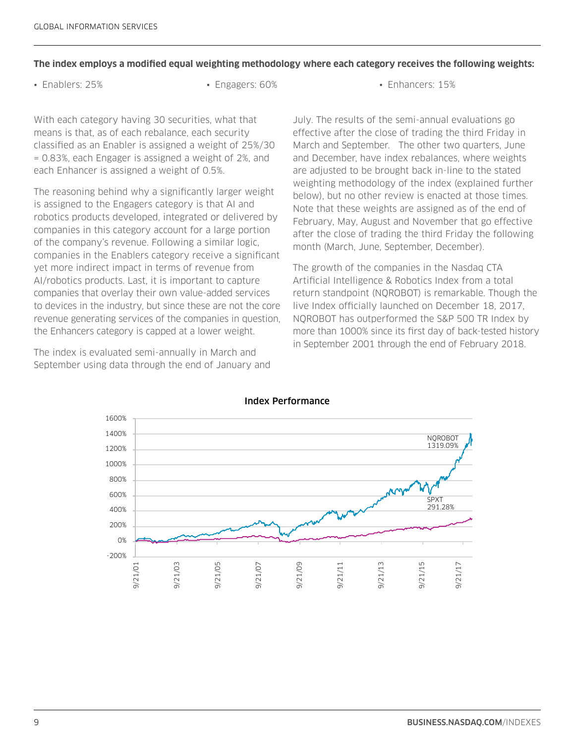**The index employs a modified equal weighting methodology where each category receives the following weights:**

- Enablers: 25%
- Engagers: 60%
- Enhancers: 15%

With each category having 30 securities, what that means is that, as of each rebalance, each security classified as an Enabler is assigned a weight of 25%/30 = 0.83%, each Engager is assigned a weight of 2%, and each Enhancer is assigned a weight of 0.5%.

The reasoning behind why a significantly larger weight is assigned to the Engagers category is that AI and robotics products developed, integrated or delivered by companies in this category account for a large portion of the company's revenue. Following a similar logic, companies in the Enablers category receive a significant yet more indirect impact in terms of revenue from AI/robotics products. Last, it is important to capture companies that overlay their own value-added services to devices in the industry, but since these are not the core revenue generating services of the companies in question, the Enhancers category is capped at a lower weight.

The index is evaluated semi-annually in March and September using data through the end of January and July. The results of the semi-annual evaluations go effective after the close of trading the third Friday in March and September. The other two quarters, June and December, have index rebalances, where weights are adjusted to be brought back in-line to the stated weighting methodology of the index (explained further below), but no other review is enacted at those times. Note that these weights are assigned as of the end of February, May, August and November that go effective after the close of trading the third Friday the following month (March, June, September, December).

The growth of the companies in the Nasdaq CTA Artificial Intelligence & Robotics Index from a total return standpoint (NQROBOT) is remarkable. Though the live Index officially launched on December 18, 2017, NQROBOT has outperformed the S&P 500 TR Index by more than 1000% since its first day of back-tested history in September 2001 through the end of February 2018.

**Index Performance**

NQROBOT 1319.09%

SPXT 291.28%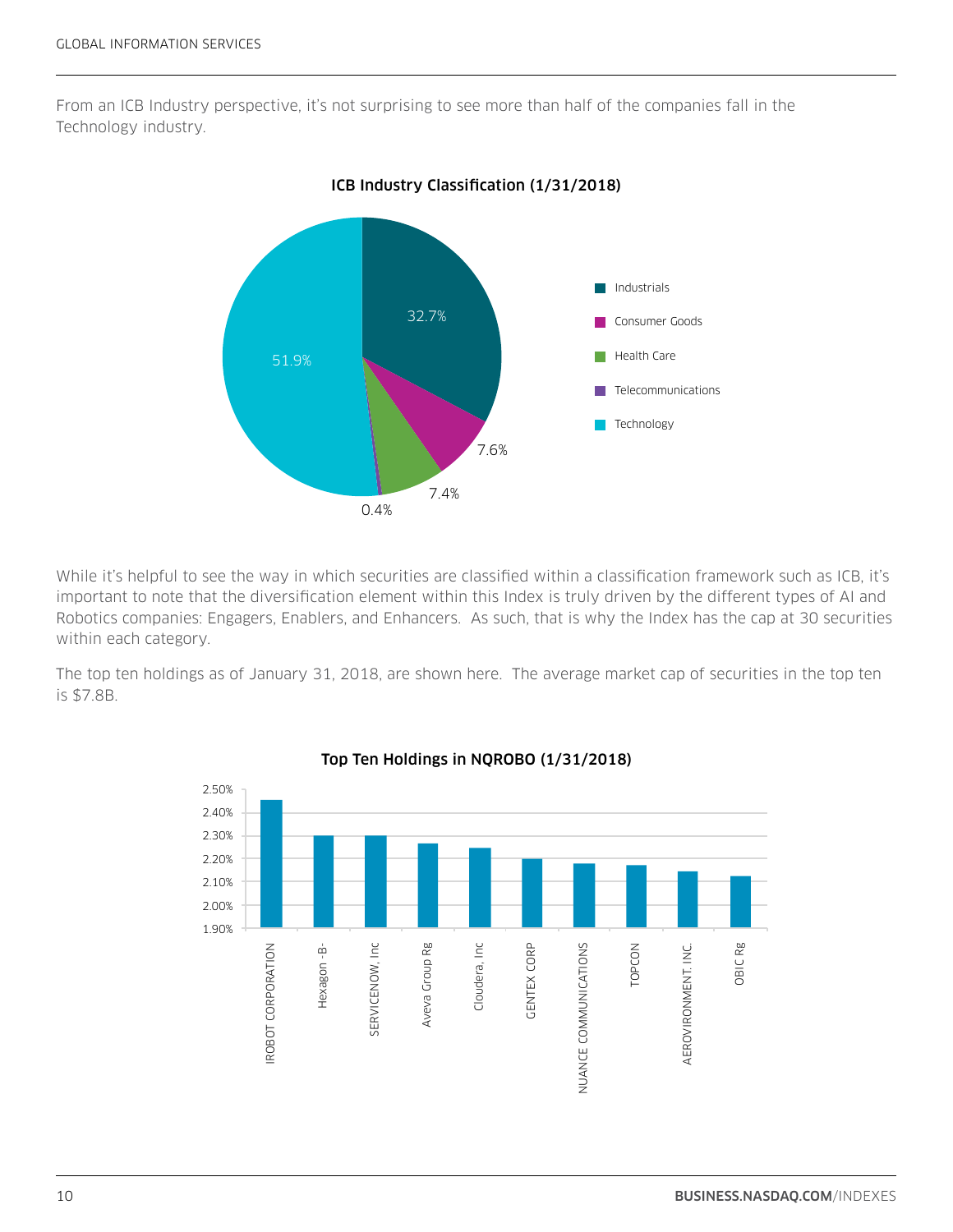From an ICB Industry perspective, it's not surprising to see more than half of the companies fall in the Technology industry.

**ICB Industry Classification (1/31/2018)**

| Industry | Weight |
| --- | --- |
| Industrials | 32.7% |
| Consumer Goods | 7.6% |
| Health Care | 7.4% |
| Telecommunications | 0.4% |
| Technology | 51.9% |

While it's helpful to see the way in which securities are classified within a classification framework such as ICB, it's important to note that the diversification element within this Index is truly driven by the different types of AI and Robotics companies: Engagers, Enablers, and Enhancers. As such, that is why the Index has the cap at 30 securities within each category.

The top ten holdings as of January 31, 2018, are shown here. The average market cap of securities in the top ten is $7.8B.

**Top Ten Holdings in NQROBO (1/31/2018)**

- IROBOT CORPORATION
- Hexagon - B-
- SERVICENOW, Inc
- Aveva Group Rg
- Cloudera, Inc
- GENTEX CORP
- NUANCE COMMUNICATIONS
- TOPCON
- AEROVIRONMENT. INC.
- OBIC Rg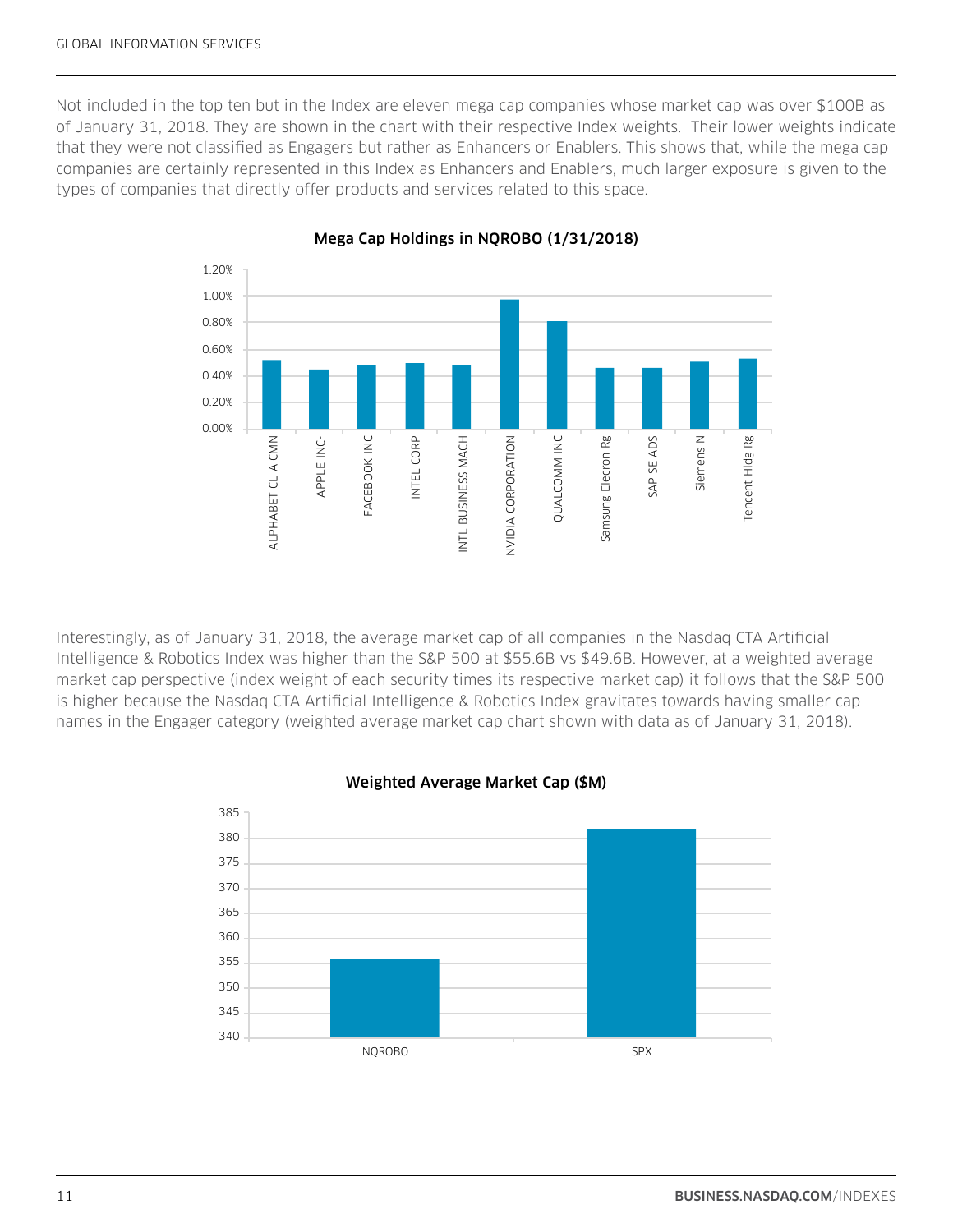Not included in the top ten but in the Index are eleven mega cap companies whose market cap was over $100B as of January 31, 2018. They are shown in the chart with their respective Index weights. Their lower weights indicate that they were not classified as Engagers but rather as Enhancers or Enablers. This shows that, while the mega cap companies are certainly represented in this Index as Enhancers and Enablers, much larger exposure is given to the types of companies that directly offer products and services related to this space.

**Mega Cap Holdings in NQROBO (1/31/2018)**

Interestingly, as of January 31, 2018, the average market cap of all companies in the Nasdaq CTA Artificial Intelligence & Robotics Index was higher than the S&P 500 at $55.6B vs $49.6B. However, at a weighted average market cap perspective (index weight of each security times its respective market cap) it follows that the S&P 500 is higher because the Nasdaq CTA Artificial Intelligence & Robotics Index gravitates towards having smaller cap names in the Engager category (weighted average market cap chart shown with data as of January 31, 2018).

**Weighted Average Market Cap ($M)**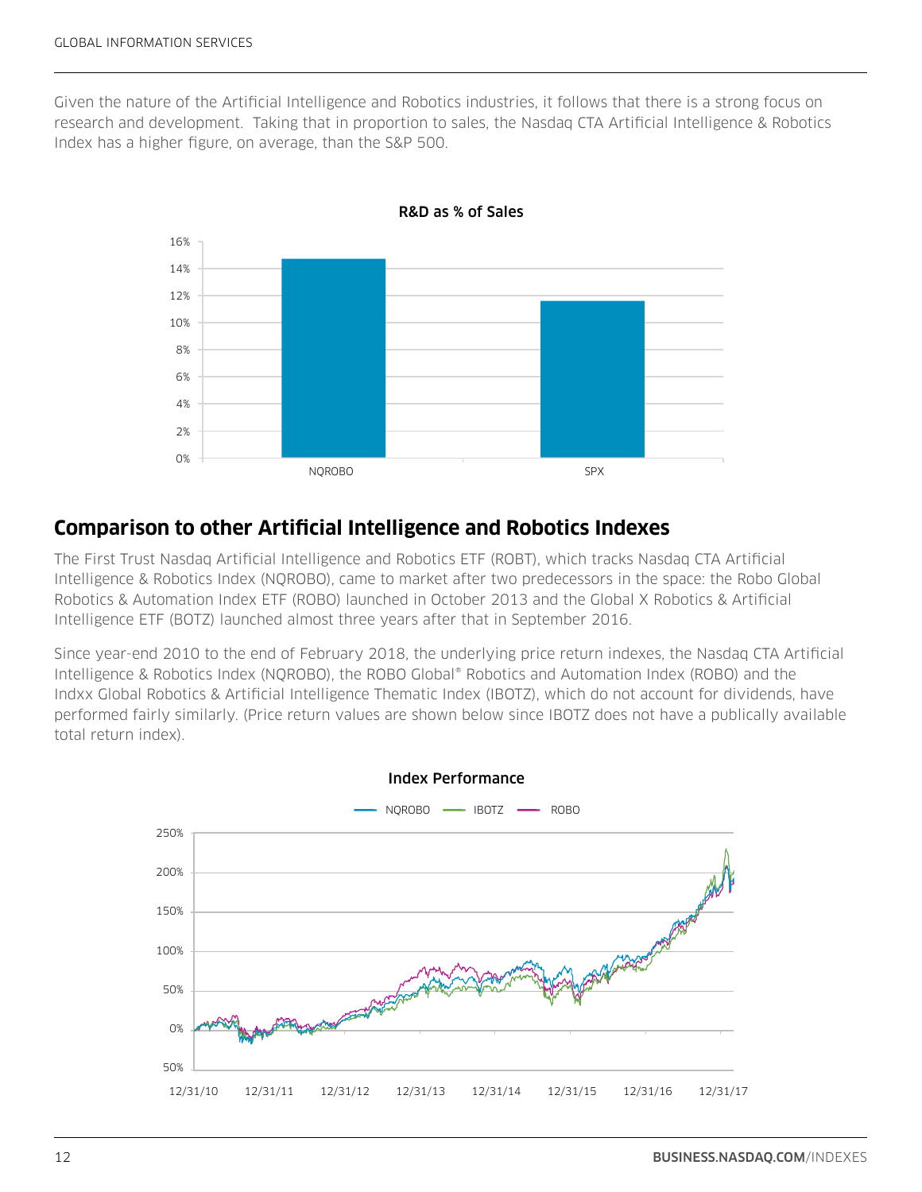Given the nature of the Artificial Intelligence and Robotics industries, it follows that there is a strong focus on research and development. Taking that in proportion to sales, the Nasdaq CTA Artificial Intelligence & Robotics Index has a higher figure, on average, than the S&P 500.

**R&D as % of Sales**

## Comparison to other Artificial Intelligence and Robotics Indexes

The First Trust Nasdaq Artificial Intelligence and Robotics ETF (ROBT), which tracks Nasdaq CTA Artificial Intelligence & Robotics Index (NQROBO), came to market after two predecessors in the space: the Robo Global Robotics & Automation Index ETF (ROBO) launched in October 2013 and the Global X Robotics & Artificial Intelligence ETF (BOTZ) launched almost three years after that in September 2016.

Since year-end 2010 to the end of February 2018, the underlying price return indexes, the Nasdaq CTA Artificial Intelligence & Robotics Index (NQROBO), the ROBO Global® Robotics and Automation Index (ROBO) and the Indxx Global Robotics & Artificial Intelligence Thematic Index (IBOTZ), which do not account for dividends, have performed fairly similarly. (Price return values are shown below since IBOTZ does not have a publically available total return index).

**Index Performance**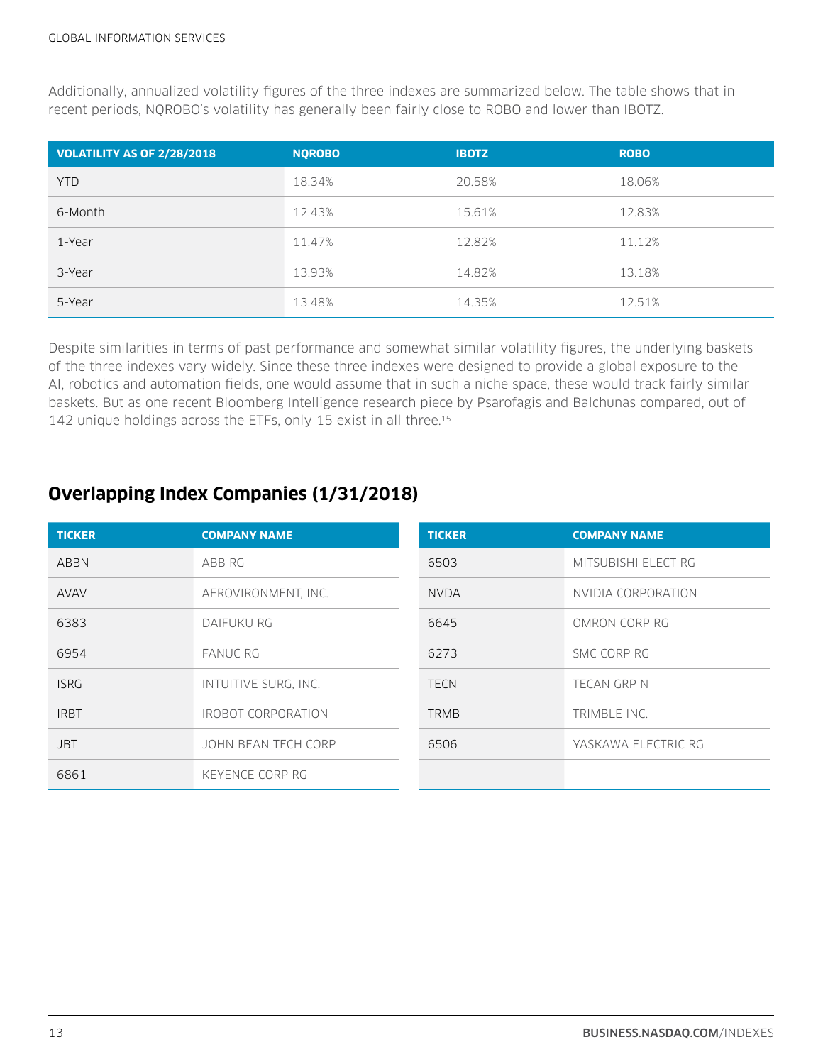Additionally, annualized volatility figures of the three indexes are summarized below. The table shows that in recent periods, NQROBO's volatility has generally been fairly close to ROBO and lower than IBOTZ.

| VOLATILITY AS OF 2/28/2018 | NQROBO | IBOTZ | ROBO |
|---|---|---|---|
| YTD | 18.34% | 20.58% | 18.06% |
| 6-Month | 12.43% | 15.61% | 12.83% |
| 1-Year | 11.47% | 12.82% | 11.12% |
| 3-Year | 13.93% | 14.82% | 13.18% |
| 5-Year | 13.48% | 14.35% | 12.51% |

Despite similarities in terms of past performance and somewhat similar volatility figures, the underlying baskets of the three indexes vary widely. Since these three indexes were designed to provide a global exposure to the AI, robotics and automation fields, one would assume that in such a niche space, these would track fairly similar baskets. But as one recent Bloomberg Intelligence research piece by Psarofagis and Balchunas compared, out of 142 unique holdings across the ETFs, only 15 exist in all three.[15]

## Overlapping Index Companies (1/31/2018)

| TICKER | COMPANY NAME |
|---|---|
| ABBN | ABB RG |
| AVAV | AEROVIRONMENT, INC. |
| 6383 | DAIFUKU RG |
| 6954 | FANUC RG |
| ISRG | INTUITIVE SURG, INC. |
| IRBT | IROBOT CORPORATION |
| JBT | JOHN BEAN TECH CORP |
| 6861 | KEYENCE CORP RG |
| 6503 | MITSUBISHI ELECT RG |
| NVDA | NVIDIA CORPORATION |
| 6645 | OMRON CORP RG |
| 6273 | SMC CORP RG |
| TECN | TECAN GRP N |
| TRMB | TRIMBLE INC. |
| 6506 | YASKAWA ELECTRIC RG |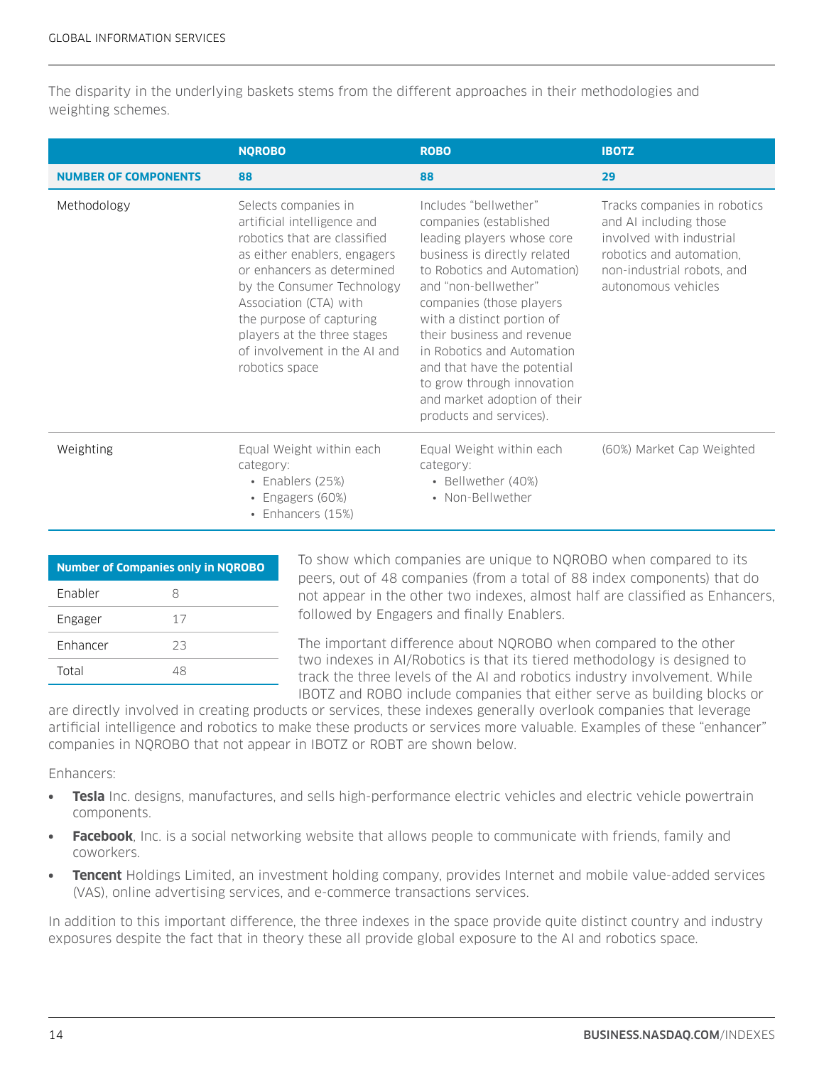The disparity in the underlying baskets stems from the different approaches in their methodologies and weighting schemes.

| | NQROBO | ROBO | IBOTZ |
|---|---|---|---|
| **NUMBER OF COMPONENTS** | **88** | **88** | **29** |
| Methodology | Selects companies in artificial intelligence and robotics that are classified as either enablers, engagers or enhancers as determined by the Consumer Technology Association (CTA) with the purpose of capturing players at the three stages of involvement in the AI and robotics space | Includes "bellwether" companies (established leading players whose core business is directly related to Robotics and Automation) and "non-bellwether" companies (those players with a distinct portion of their business and revenue in Robotics and Automation and that have the potential to grow through innovation and market adoption of their products and services). | Tracks companies in robotics and AI including those involved with industrial robotics and automation, non-industrial robots, and autonomous vehicles |
| Weighting | Equal Weight within each category: • Enablers (25%) • Engagers (60%) • Enhancers (15%) | Equal Weight within each category: • Bellwether (40%) • Non-Bellwether | (60%) Market Cap Weighted |

| Number of Companies only in NQROBO | |
|---|---|
| Enabler | 8 |
| Engager | 17 |
| Enhancer | 23 |
| Total | 48 |

To show which companies are unique to NQROBO when compared to its peers, out of 48 companies (from a total of 88 index components) that do not appear in the other two indexes, almost half are classified as Enhancers, followed by Engagers and finally Enablers.

The important difference about NQROBO when compared to the other two indexes in AI/Robotics is that its tiered methodology is designed to track the three levels of the AI and robotics industry involvement. While IBOTZ and ROBO include companies that either serve as building blocks or are directly involved in creating products or services, these indexes generally overlook companies that leverage artificial intelligence and robotics to make these products or services more valuable. Examples of these "enhancer" companies in NQROBO that not appear in IBOTZ or ROBT are shown below.

Enhancers:

- **Tesla** Inc. designs, manufactures, and sells high-performance electric vehicles and electric vehicle powertrain components.
- **Facebook**, Inc. is a social networking website that allows people to communicate with friends, family and coworkers.
- **Tencent** Holdings Limited, an investment holding company, provides Internet and mobile value-added services (VAS), online advertising services, and e-commerce transactions services.

In addition to this important difference, the three indexes in the space provide quite distinct country and industry exposures despite the fact that in theory these all provide global exposure to the AI and robotics space.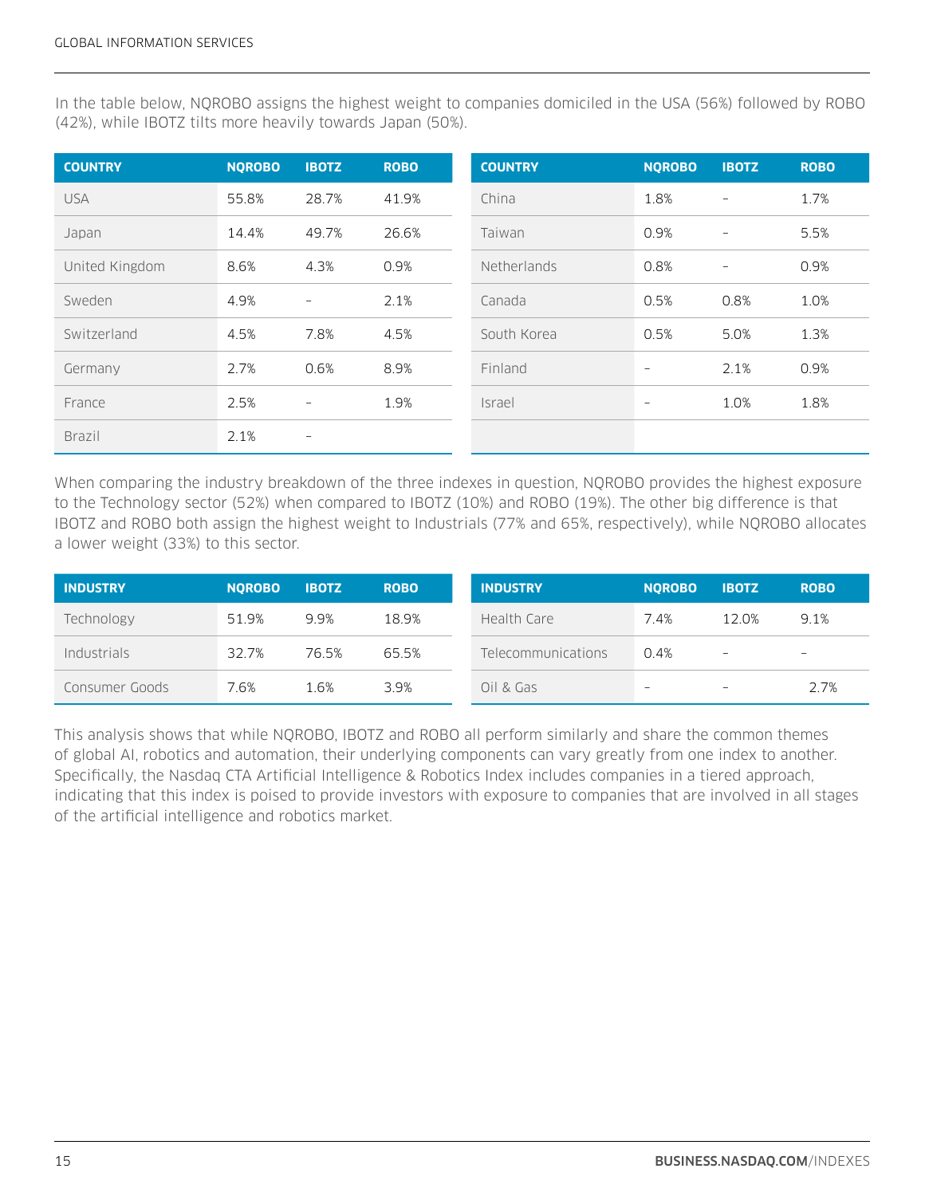In the table below, NQROBO assigns the highest weight to companies domiciled in the USA (56%) followed by ROBO (42%), while IBOTZ tilts more heavily towards Japan (50%).

| COUNTRY | NQROBO | IBOTZ | ROBO |
|---|---|---|---|
| USA | 55.8% | 28.7% | 41.9% |
| Japan | 14.4% | 49.7% | 26.6% |
| United Kingdom | 8.6% | 4.3% | 0.9% |
| Sweden | 4.9% | – | 2.1% |
| Switzerland | 4.5% | 7.8% | 4.5% |
| Germany | 2.7% | 0.6% | 8.9% |
| France | 2.5% | – | 1.9% |
| Brazil | 2.1% | – | |
| China | 1.8% | – | 1.7% |
| Taiwan | 0.9% | – | 5.5% |
| Netherlands | 0.8% | – | 0.9% |
| Canada | 0.5% | 0.8% | 1.0% |
| South Korea | 0.5% | 5.0% | 1.3% |
| Finland | – | 2.1% | 0.9% |
| Israel | – | 1.0% | 1.8% |

When comparing the industry breakdown of the three indexes in question, NQROBO provides the highest exposure to the Technology sector (52%) when compared to IBOTZ (10%) and ROBO (19%). The other big difference is that IBOTZ and ROBO both assign the highest weight to Industrials (77% and 65%, respectively), while NQROBO allocates a lower weight (33%) to this sector.

| INDUSTRY | NQROBO | IBOTZ | ROBO |
|---|---|---|---|
| Technology | 51.9% | 9.9% | 18.9% |
| Industrials | 32.7% | 76.5% | 65.5% |
| Consumer Goods | 7.6% | 1.6% | 3.9% |
| Health Care | 7.4% | 12.0% | 9.1% |
| Telecommunications | 0.4% | – | – |
| Oil & Gas | – | – | 2.7% |

This analysis shows that while NQROBO, IBOTZ and ROBO all perform similarly and share the common themes of global AI, robotics and automation, their underlying components can vary greatly from one index to another. Specifically, the Nasdaq CTA Artificial Intelligence & Robotics Index includes companies in a tiered approach, indicating that this index is poised to provide investors with exposure to companies that are involved in all stages of the artificial intelligence and robotics market.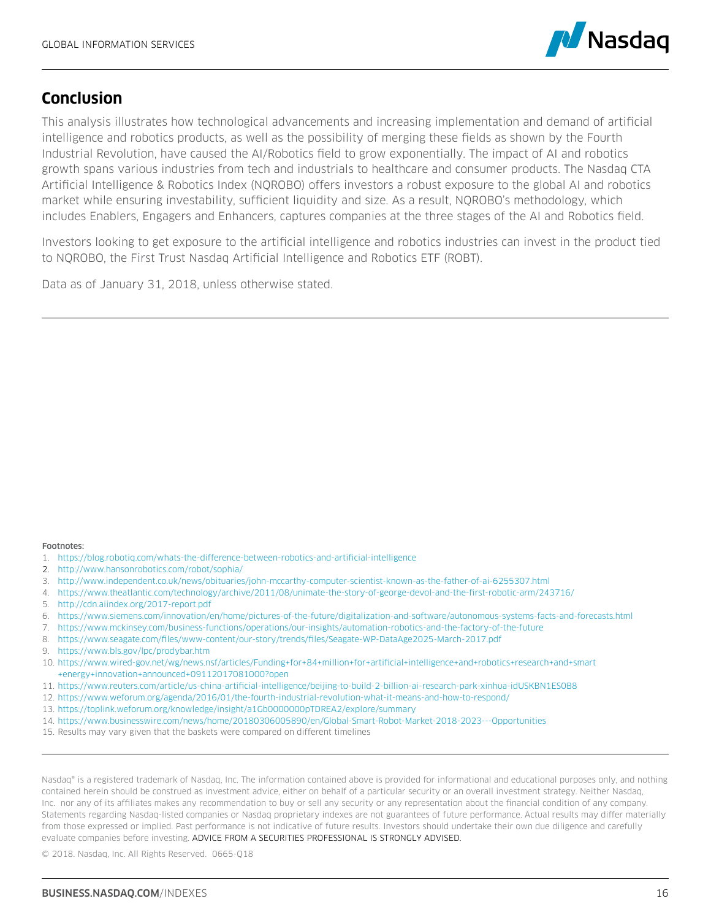## Conclusion

This analysis illustrates how technological advancements and increasing implementation and demand of artificial intelligence and robotics products, as well as the possibility of merging these fields as shown by the Fourth Industrial Revolution, have caused the AI/Robotics field to grow exponentially. The impact of AI and robotics growth spans various industries from tech and industrials to healthcare and consumer products. The Nasdaq CTA Artificial Intelligence & Robotics Index (NQROBO) offers investors a robust exposure to the global AI and robotics market while ensuring investability, sufficient liquidity and size. As a result, NQROBO's methodology, which includes Enablers, Engagers and Enhancers, captures companies at the three stages of the AI and Robotics field.

Investors looking to get exposure to the artificial intelligence and robotics industries can invest in the product tied to NQROBO, the First Trust Nasdaq Artificial Intelligence and Robotics ETF (ROBT).

Data as of January 31, 2018, unless otherwise stated.

**Footnotes:**

1. https://blog.robotiq.com/whats-the-difference-between-robotics-and-artificial-intelligence
2. http://www.hansonrobotics.com/robot/sophia/
3. http://www.independent.co.uk/news/obituaries/john-mccarthy-computer-scientist-known-as-the-father-of-ai-6255307.html
4. https://www.theatlantic.com/technology/archive/2011/08/unimate-the-story-of-george-devol-and-the-first-robotic-arm/243716/
5. http://cdn.aiindex.org/2017-report.pdf
6. https://www.siemens.com/innovation/en/home/pictures-of-the-future/digitalization-and-software/autonomous-systems-facts-and-forecasts.html
7. https://www.mckinsey.com/business-functions/operations/our-insights/automation-robotics-and-the-factory-of-the-future
8. https://www.seagate.com/files/www-content/our-story/trends/files/Seagate-WP-DataAge2025-March-2017.pdf
9. https://www.bls.gov/lpc/prodybar.htm
10. https://www.wired-gov.net/wg/news.nsf/articles/Funding+for+84+million+for+artificial+intelligence+and+robotics+research+and+smart+energy+innovation+announced+09112017081000?open
11. https://www.reuters.com/article/us-china-artificial-intelligence/beijing-to-build-2-billion-ai-research-park-xinhua-idUSKBN1ES0B8
12. https://www.weforum.org/agenda/2016/01/the-fourth-industrial-revolution-what-it-means-and-how-to-respond/
13. https://toplink.weforum.org/knowledge/insight/a1Gb0000000pTDREA2/explore/summary
14. https://www.businesswire.com/news/home/20180306005890/en/Global-Smart-Robot-Market-2018-2023---Opportunities
15. Results may vary given that the baskets were compared on different timelines

Nasdaq® is a registered trademark of Nasdaq, Inc. The information contained above is provided for informational and educational purposes only, and nothing contained herein should be construed as investment advice, either on behalf of a particular security or an overall investment strategy. Neither Nasdaq, Inc. nor any of its affiliates makes any recommendation to buy or sell any security or any representation about the financial condition of any company. Statements regarding Nasdaq-listed companies or Nasdaq proprietary indexes are not guarantees of future performance. Actual results may differ materially from those expressed or implied. Past performance is not indicative of future results. Investors should undertake their own due diligence and carefully evaluate companies before investing. ADVICE FROM A SECURITIES PROFESSIONAL IS STRONGLY ADVISED.

© 2018. Nasdaq, Inc. All Rights Reserved. 0665-Q18